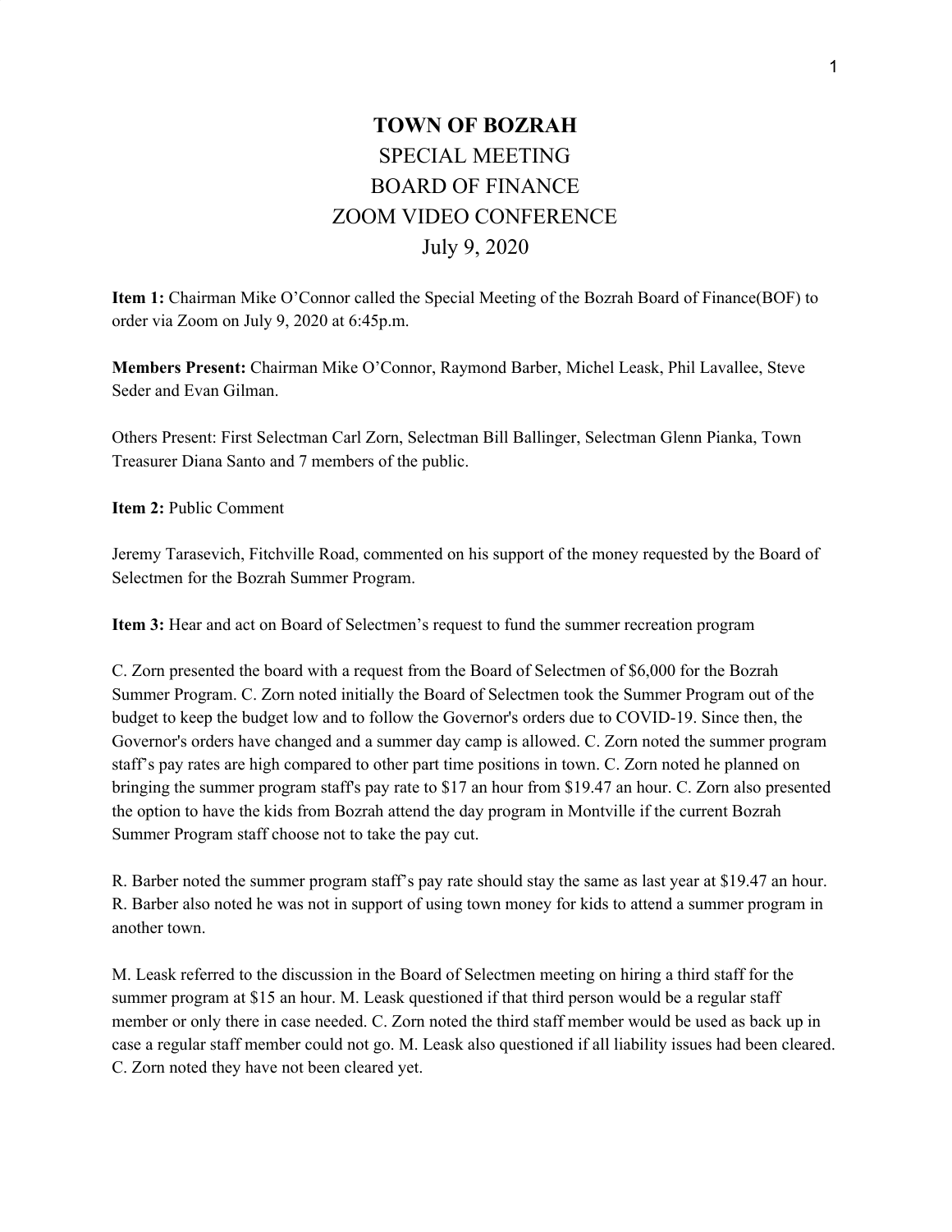# TOWN OF BOZRAH

## SPECIAL MEETING

## BOARD OF FINANCE

## ZOOM VIDEO CONFERENCE

## July 9, 2020

**Item 1:** Chairman Mike O'Connor called the Special Meeting of the Bozrah Board of Finance(BOF) to order via Zoom on July 9, 2020 at 6:45p.m.

**Members Present:** Chairman Mike O'Connor, Raymond Barber, Michel Leask, Phil Lavallee, Steve Seder and Evan Gilman.

Others Present: First Selectman Carl Zorn, Selectman Bill Ballinger, Selectman Glenn Pianka, Town Treasurer Diana Santo and 7 members of the public.

**Item 2:** Public Comment

Jeremy Tarasevich, Fitchville Road, commented on his support of the money requested by the Board of Selectmen for the Bozrah Summer Program.

**Item 3:** Hear and act on Board of Selectmen's request to fund the summer recreation program

C. Zorn presented the board with a request from the Board of Selectmen of $6,000 for the Bozrah Summer Program. C. Zorn noted initially the Board of Selectmen took the Summer Program out of the budget to keep the budget low and to follow the Governor's orders due to COVID-19. Since then, the Governor's orders have changed and a summer day camp is allowed. C. Zorn noted the summer program staff's pay rates are high compared to other part time positions in town. C. Zorn noted he planned on bringing the summer program staff's pay rate to $17 an hour from $19.47 an hour. C. Zorn also presented the option to have the kids from Bozrah attend the day program in Montville if the current Bozrah Summer Program staff choose not to take the pay cut.

R. Barber noted the summer program staff's pay rate should stay the same as last year at $19.47 an hour. R. Barber also noted he was not in support of using town money for kids to attend a summer program in another town.

M. Leask referred to the discussion in the Board of Selectmen meeting on hiring a third staff for the summer program at $15 an hour. M. Leask questioned if that third person would be a regular staff member or only there in case needed. C. Zorn noted the third staff member would be used as back up in case a regular staff member could not go. M. Leask also questioned if all liability issues had been cleared. C. Zorn noted they have not been cleared yet.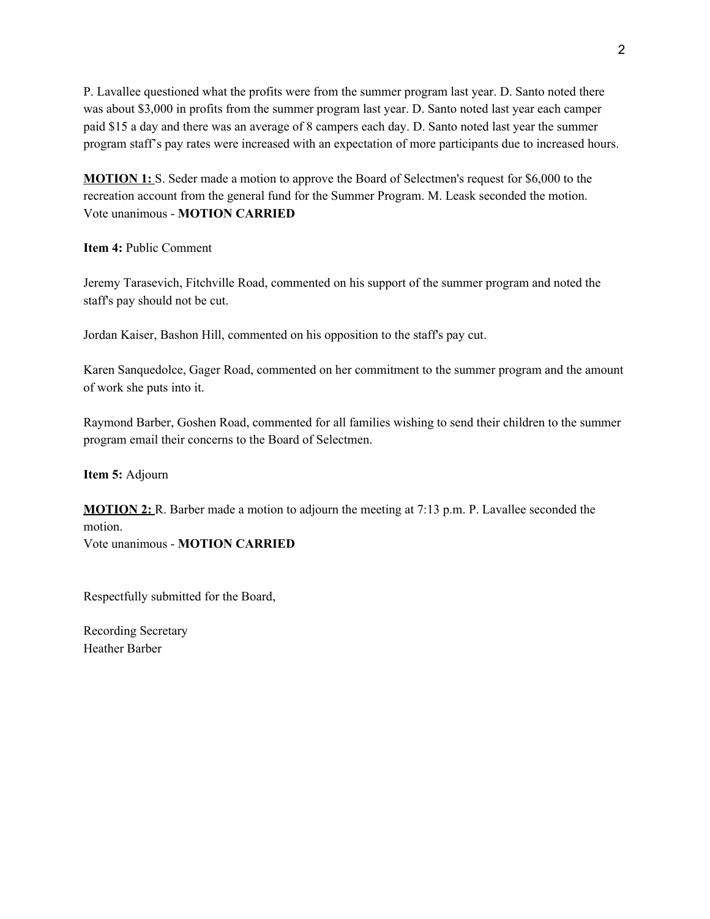P. Lavallee questioned what the profits were from the summer program last year. D. Santo noted there was about $3,000 in profits from the summer program last year. D. Santo noted last year each camper paid $15 a day and there was an average of 8 campers each day. D. Santo noted last year the summer program staff's pay rates were increased with an expectation of more participants due to increased hours.

**MOTION 1:** S. Seder made a motion to approve the Board of Selectmen's request for $6,000 to the recreation account from the general fund for the Summer Program. M. Leask seconded the motion.
Vote unanimous - **MOTION CARRIED**

**Item 4:** Public Comment

Jeremy Tarasevich, Fitchville Road, commented on his support of the summer program and noted the staff's pay should not be cut.

Jordan Kaiser, Bashon Hill, commented on his opposition to the staff's pay cut.

Karen Sanquedolce, Gager Road, commented on her commitment to the summer program and the amount of work she puts into it.

Raymond Barber, Goshen Road, commented for all families wishing to send their children to the summer program email their concerns to the Board of Selectmen.

**Item 5:** Adjourn

**MOTION 2:** R. Barber made a motion to adjourn the meeting at 7:13 p.m. P. Lavallee seconded the motion.
Vote unanimous - **MOTION CARRIED**

Respectfully submitted for the Board,

Recording Secretary
Heather Barber